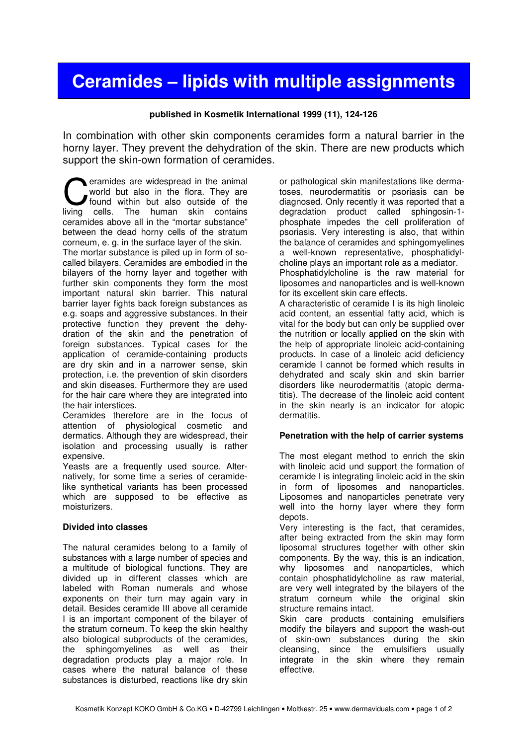# Ceramides – lipids with multiple assignments

**published in Kosmetik International 1999 (11), 124-126**

In combination with other skin components ceramides form a natural barrier in the horny layer. They prevent the dehydration of the skin. There are new products which support the skin-own formation of ceramides.

Ceramides are widespread in the animal world but also in the flora. They are found within but also outside of the living cells. The human skin contains ceramides above all in the "mortar substance" between the dead horny cells of the stratum corneum, e. g. in the surface layer of the skin.

The mortar substance is piled up in form of so-called bilayers. Ceramides are embodied in the bilayers of the horny layer and together with further skin components they form the most important natural skin barrier. This natural barrier layer fights back foreign substances as e.g. soaps and aggressive substances. In their protective function they prevent the dehydration of the skin and the penetration of foreign substances. Typical cases for the application of ceramide-containing products are dry skin and in a narrower sense, skin protection, i.e. the prevention of skin disorders and skin diseases. Furthermore they are used for the hair care where they are integrated into the hair interstices.

Ceramides therefore are in the focus of attention of physiological cosmetic and dermatics. Although they are widespread, their isolation and processing usually is rather expensive.

Yeasts are a frequently used source. Alternatively, for some time a series of ceramide-like synthetical variants has been processed which are supposed to be effective as moisturizers.

### Divided into classes

The natural ceramides belong to a family of substances with a large number of species and a multitude of biological functions. They are divided up in different classes which are labeled with Roman numerals and whose exponents on their turn may again vary in detail. Besides ceramide III above all ceramide I is an important component of the bilayer of the stratum corneum. To keep the skin healthy also biological subproducts of the ceramides, the sphingomyelines as well as their degradation products play a major role. In cases where the natural balance of these substances is disturbed, reactions like dry skin or pathological skin manifestations like dermatoses, neurodermatitis or psoriasis can be diagnosed. Only recently it was reported that a degradation product called sphingosin-1-phosphate impedes the cell proliferation of psoriasis. Very interesting is also, that within the balance of ceramides and sphingomyelines a well-known representative, phosphatidylcholine plays an important role as a mediator.

Phosphatidylcholine is the raw material for liposomes and nanoparticles and is well-known for its excellent skin care effects.

A characteristic of ceramide I is its high linoleic acid content, an essential fatty acid, which is vital for the body but can only be supplied over the nutrition or locally applied on the skin with the help of appropriate linoleic acid-containing products. In case of a linoleic acid deficiency ceramide I cannot be formed which results in dehydrated and scaly skin and skin barrier disorders like neurodermatitis (atopic dermatitis). The decrease of the linoleic acid content in the skin nearly is an indicator for atopic dermatitis.

### Penetration with the help of carrier systems

The most elegant method to enrich the skin with linoleic acid und support the formation of ceramide I is integrating linoleic acid in the skin in form of liposomes and nanoparticles. Liposomes and nanoparticles penetrate very well into the horny layer where they form depots.

Very interesting is the fact, that ceramides, after being extracted from the skin may form liposomal structures together with other skin components. By the way, this is an indication, why liposomes and nanoparticles, which contain phosphatidylcholine as raw material, are very well integrated by the bilayers of the stratum corneum while the original skin structure remains intact.

Skin care products containing emulsifiers modify the bilayers and support the wash-out of skin-own substances during the skin cleansing, since the emulsifiers usually integrate in the skin where they remain effective.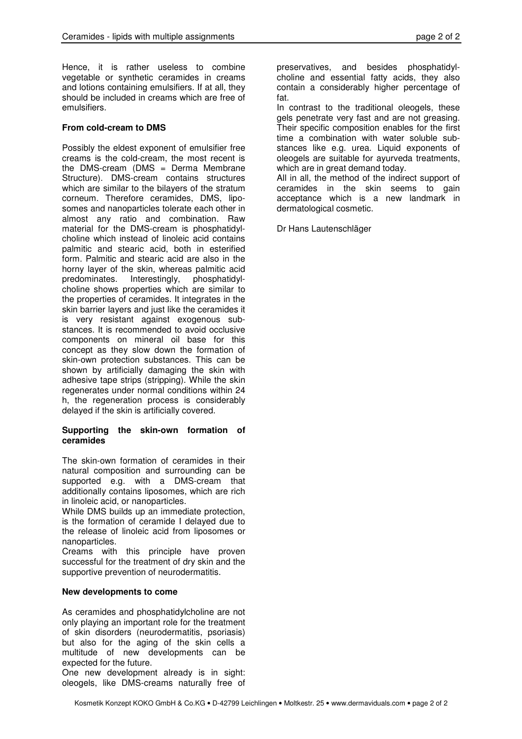Hence, it is rather useless to combine vegetable or synthetic ceramides in creams and lotions containing emulsifiers. If at all, they should be included in creams which are free of emulsifiers.

**From cold-cream to DMS**

Possibly the eldest exponent of emulsifier free creams is the cold-cream, the most recent is the DMS-cream (DMS = Derma Membrane Structure). DMS-cream contains structures which are similar to the bilayers of the stratum corneum. Therefore ceramides, DMS, liposomes and nanoparticles tolerate each other in almost any ratio and combination. Raw material for the DMS-cream is phosphatidylcholine which instead of linoleic acid contains palmitic and stearic acid, both in esterified form. Palmitic and stearic acid are also in the horny layer of the skin, whereas palmitic acid predominates. Interestingly, phosphatidylcholine shows properties which are similar to the properties of ceramides. It integrates in the skin barrier layers and just like the ceramides it is very resistant against exogenous substances. It is recommended to avoid occlusive components on mineral oil base for this concept as they slow down the formation of skin-own protection substances. This can be shown by artificially damaging the skin with adhesive tape strips (stripping). While the skin regenerates under normal conditions within 24 h, the regeneration process is considerably delayed if the skin is artificially covered.

**Supporting the skin-own formation of ceramides**

The skin-own formation of ceramides in their natural composition and surrounding can be supported e.g. with a DMS-cream that additionally contains liposomes, which are rich in linoleic acid, or nanoparticles.

While DMS builds up an immediate protection, is the formation of ceramide I delayed due to the release of linoleic acid from liposomes or nanoparticles.

Creams with this principle have proven successful for the treatment of dry skin and the supportive prevention of neurodermatitis.

**New developments to come**

As ceramides and phosphatidylcholine are not only playing an important role for the treatment of skin disorders (neurodermatitis, psoriasis) but also for the aging of the skin cells a multitude of new developments can be expected for the future.

One new development already is in sight: oleogels, like DMS-creams naturally free of preservatives, and besides phosphatidylcholine and essential fatty acids, they also contain a considerably higher percentage of fat.

In contrast to the traditional oleogels, these gels penetrate very fast and are not greasing. Their specific composition enables for the first time a combination with water soluble substances like e.g. urea. Liquid exponents of oleogels are suitable for ayurveda treatments, which are in great demand today.

All in all, the method of the indirect support of ceramides in the skin seems to gain acceptance which is a new landmark in dermatological cosmetic.

Dr Hans Lautenschläger